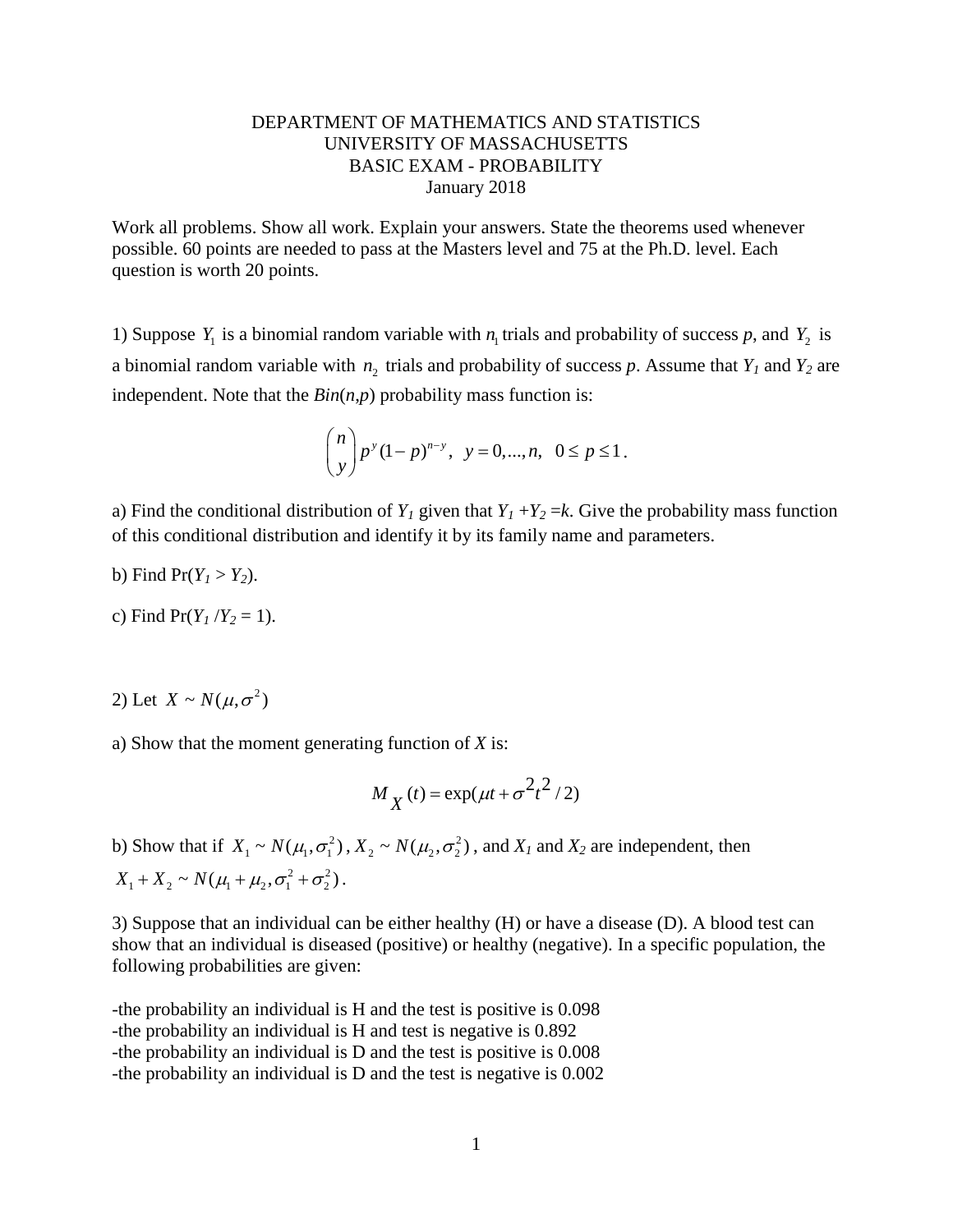DEPARTMENT OF MATHEMATICS AND STATISTICS
UNIVERSITY OF MASSACHUSETTS
BASIC EXAM - PROBABILITY
January 2018

Work all problems. Show all work. Explain your answers. State the theorems used whenever possible. 60 points are needed to pass at the Masters level and 75 at the Ph.D. level. Each question is worth 20 points.

1) Suppose $Y_1$ is a binomial random variable with $n_1$ trials and probability of success $p$, and $Y_2$ is a binomial random variable with $n_2$ trials and probability of success $p$. Assume that $Y_1$ and $Y_2$ are independent. Note that the $Bin(n,p)$ probability mass function is:

$$\binom{n}{y} p^y (1-p)^{n-y}, \quad y = 0, \ldots, n, \quad 0 \le p \le 1 .$$

a) Find the conditional distribution of $Y_1$ given that $Y_1 + Y_2 = k$. Give the probability mass function of this conditional distribution and identify it by its family name and parameters.

b) Find $\Pr(Y_1 > Y_2)$.

c) Find $\Pr(Y_1 / Y_2 = 1)$.

2) Let $X \sim N(\mu, \sigma^2)$

a) Show that the moment generating function of $X$ is:

$$M_X(t) = \exp(\mu t + \sigma^2 t^2 / 2)$$

b) Show that if $X_1 \sim N(\mu_1, \sigma_1^2)$, $X_2 \sim N(\mu_2, \sigma_2^2)$, and $X_1$ and $X_2$ are independent, then $X_1 + X_2 \sim N(\mu_1 + \mu_2, \sigma_1^2 + \sigma_2^2)$.

3) Suppose that an individual can be either healthy (H) or have a disease (D). A blood test can show that an individual is diseased (positive) or healthy (negative). In a specific population, the following probabilities are given:

-the probability an individual is H and the test is positive is 0.098
-the probability an individual is H and test is negative is 0.892
-the probability an individual is D and the test is positive is 0.008
-the probability an individual is D and the test is negative is 0.002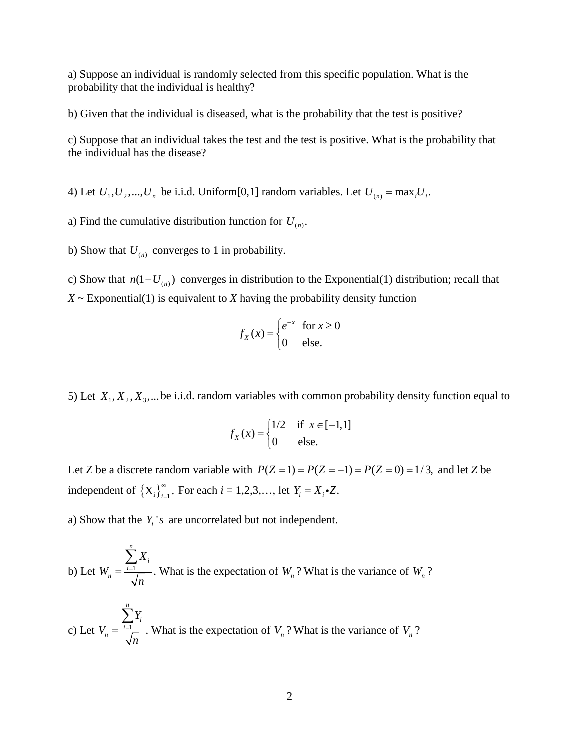a) Suppose an individual is randomly selected from this specific population. What is the probability that the individual is healthy?

b) Given that the individual is diseased, what is the probability that the test is positive?

c) Suppose that an individual takes the test and the test is positive. What is the probability that the individual has the disease?

4) Let $U_1, U_2, ..., U_n$ be i.i.d. Uniform[0,1] random variables. Let $U_{(n)} = \max_i U_i$.

a) Find the cumulative distribution function for $U_{(n)}$.

b) Show that $U_{(n)}$ converges to 1 in probability.

c) Show that $n(1-U_{(n)})$ converges in distribution to the Exponential(1) distribution; recall that $X$ ~ Exponential(1) is equivalent to $X$ having the probability density function

$$f_X(x) = \begin{cases} e^{-x} & \text{for } x \geq 0 \\ 0 & \text{else.} \end{cases}$$

5) Let $X_1, X_2, X_3, ...$ be i.i.d. random variables with common probability density function equal to

$$f_X(x) = \begin{cases} 1/2 & \text{if } x \in [-1,1] \\ 0 & \text{else.} \end{cases}$$

Let Z be a discrete random variable with $P(Z=1) = P(Z=-1) = P(Z=0) = 1/3,$ and let $Z$ be independent of $\{X_i\}_{i=1}^{\infty}$. For each $i$ = 1,2,3,…, let $Y_i = X_i \bullet Z$.

a) Show that the $Y_i$'s are uncorrelated but not independent.

b) Let $W_n = \frac{\sum_{i=1}^{n} X_i}{\sqrt{n}}$. What is the expectation of $W_n$? What is the variance of $W_n$?

c) Let $V_n = \frac{\sum_{i=1}^{n} Y_i}{\sqrt{n}}$. What is the expectation of $V_n$? What is the variance of $V_n$?